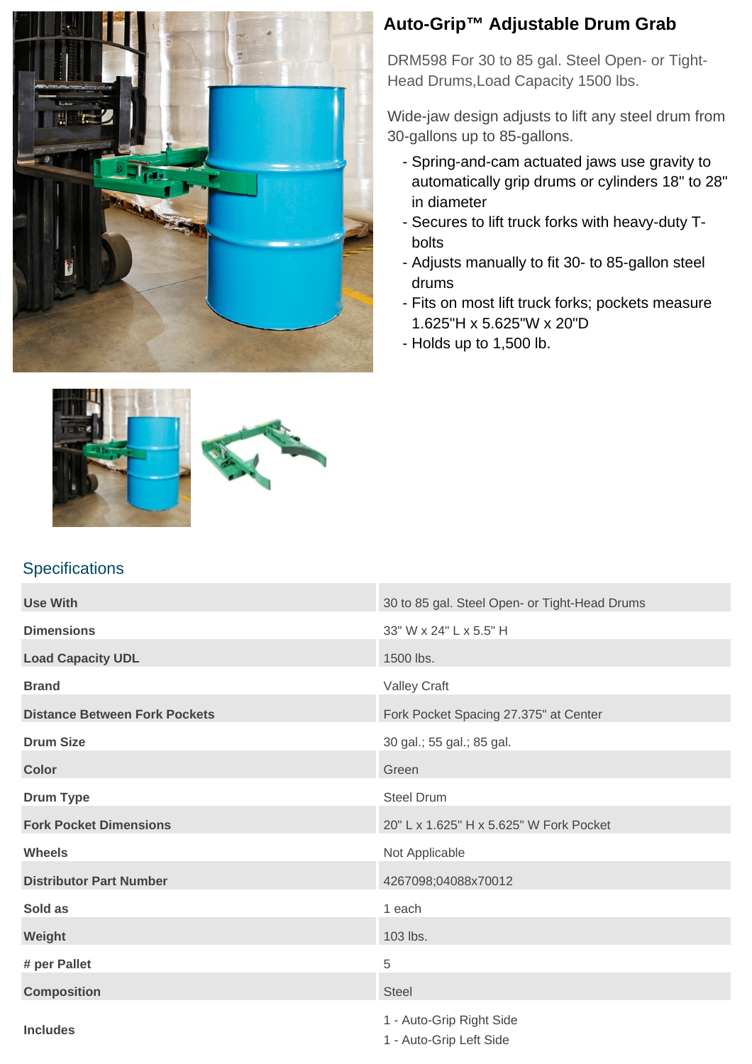# Auto-Grip™ Adjustable Drum Grab

DRM598 For 30 to 85 gal. Steel Open- or Tight-Head Drums,Load Capacity 1500 lbs.

Wide-jaw design adjusts to lift any steel drum from 30-gallons up to 85-gallons.

- Spring-and-cam actuated jaws use gravity to automatically grip drums or cylinders 18" to 28" in diameter
- Secures to lift truck forks with heavy-duty T-bolts
- Adjusts manually to fit 30- to 85-gallon steel drums
- Fits on most lift truck forks; pockets measure 1.625"H x 5.625"W x 20"D
- Holds up to 1,500 lb.

## Specifications

| | |
|---|---|
| **Use With** | 30 to 85 gal. Steel Open- or Tight-Head Drums |
| **Dimensions** | 33" W x 24" L x 5.5" H |
| **Load Capacity UDL** | 1500 lbs. |
| **Brand** | Valley Craft |
| **Distance Between Fork Pockets** | Fork Pocket Spacing 27.375" at Center |
| **Drum Size** | 30 gal.; 55 gal.; 85 gal. |
| **Color** | Green |
| **Drum Type** | Steel Drum |
| **Fork Pocket Dimensions** | 20" L x 1.625" H x 5.625" W Fork Pocket |
| **Wheels** | Not Applicable |
| **Distributor Part Number** | 4267098;04088x70012 |
| **Sold as** | 1 each |
| **Weight** | 103 lbs. |
| **# per Pallet** | 5 |
| **Composition** | Steel |
| **Includes** | 1 - Auto-Grip Right Side<br>1 - Auto-Grip Left Side |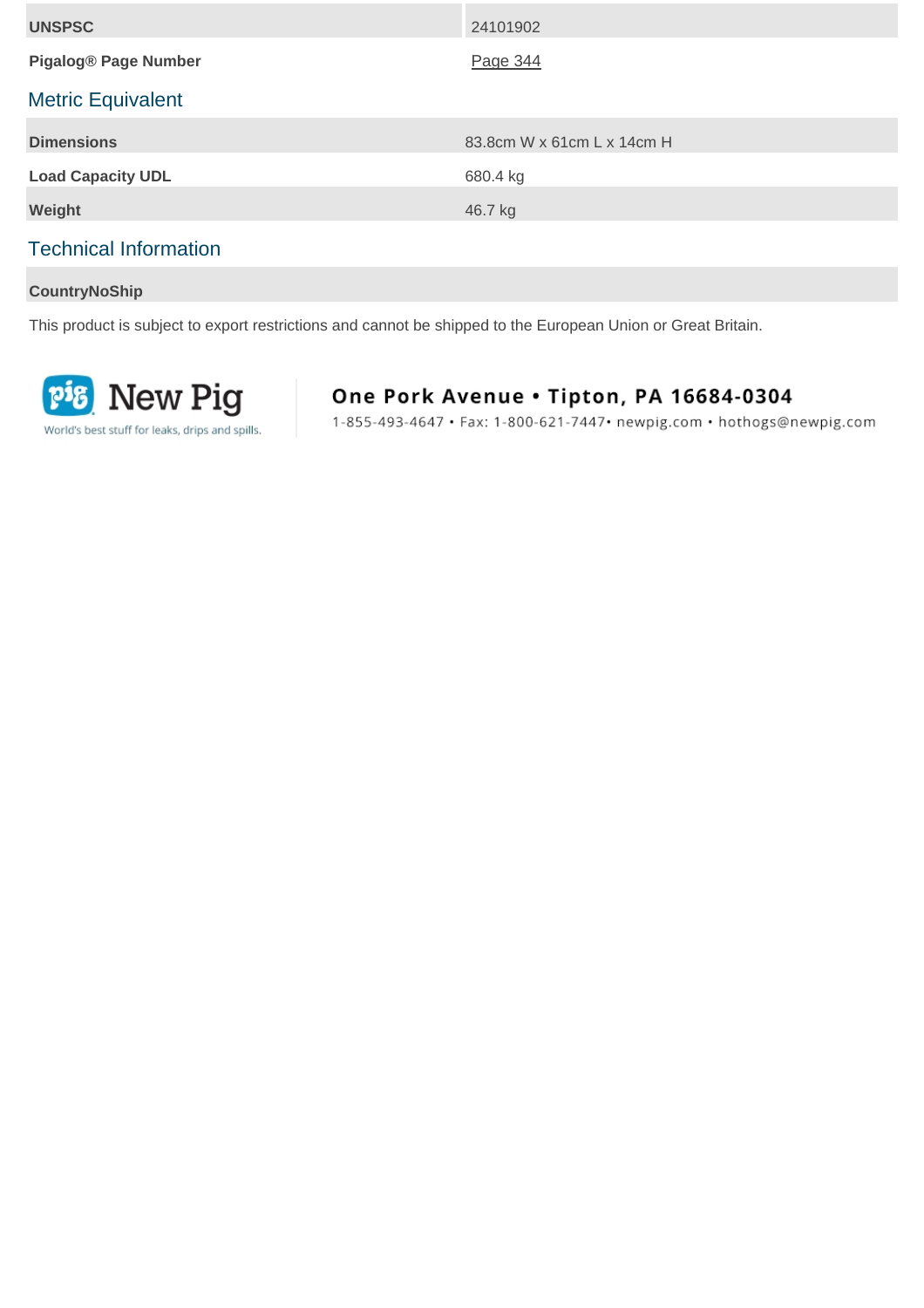| | |
|---|---|
| **UNSPSC** | 24101902 |
| **Pigalog® Page Number** | Page 344 |

## Metric Equivalent

| | |
|---|---|
| **Dimensions** | 83.8cm W x 61cm L x 14cm H |
| **Load Capacity UDL** | 680.4 kg |
| **Weight** | 46.7 kg |

## Technical Information

**CountryNoShip**

This product is subject to export restrictions and cannot be shipped to the European Union or Great Britain.

New Pig
World's best stuff for leaks, drips and spills.

**One Pork Avenue • Tipton, PA 16684-0304**
1-855-493-4647 • Fax: 1-800-621-7447• newpig.com • hothogs@newpig.com